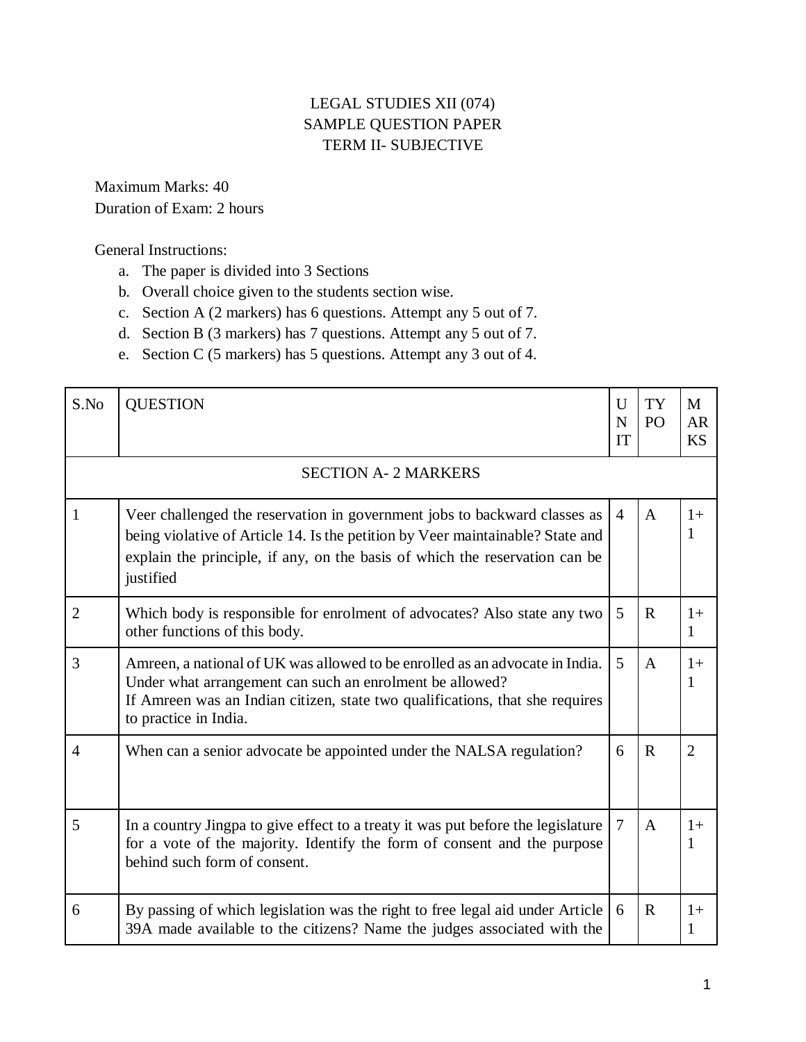LEGAL STUDIES XII (074)
SAMPLE QUESTION PAPER
TERM II- SUBJECTIVE

Maximum Marks: 40
Duration of Exam: 2 hours

General Instructions:

a. The paper is divided into 3 Sections
b. Overall choice given to the students section wise.
c. Section A (2 markers) has 6 questions. Attempt any 5 out of 7.
d. Section B (3 markers) has 7 questions. Attempt any 5 out of 7.
e. Section C (5 markers) has 5 questions. Attempt any 3 out of 4.

| S.No | QUESTION | UNIT | TYPO | MARKS |
|---|---|---|---|---|
| | SECTION A- 2 MARKERS | | | |
| 1 | Veer challenged the reservation in government jobs to backward classes as being violative of Article 14. Is the petition by Veer maintainable? State and explain the principle, if any, on the basis of which the reservation can be justified | 4 | A | 1+1 |
| 2 | Which body is responsible for enrolment of advocates? Also state any two other functions of this body. | 5 | R | 1+1 |
| 3 | Amreen, a national of UK was allowed to be enrolled as an advocate in India. Under what arrangement can such an enrolment be allowed? If Amreen was an Indian citizen, state two qualifications, that she requires to practice in India. | 5 | A | 1+1 |
| 4 | When can a senior advocate be appointed under the NALSA regulation? | 6 | R | 2 |
| 5 | In a country Jingpa to give effect to a treaty it was put before the legislature for a vote of the majority. Identify the form of consent and the purpose behind such form of consent. | 7 | A | 1+1 |
| 6 | By passing of which legislation was the right to free legal aid under Article 39A made available to the citizens? Name the judges associated with the | 6 | R | 1+1 |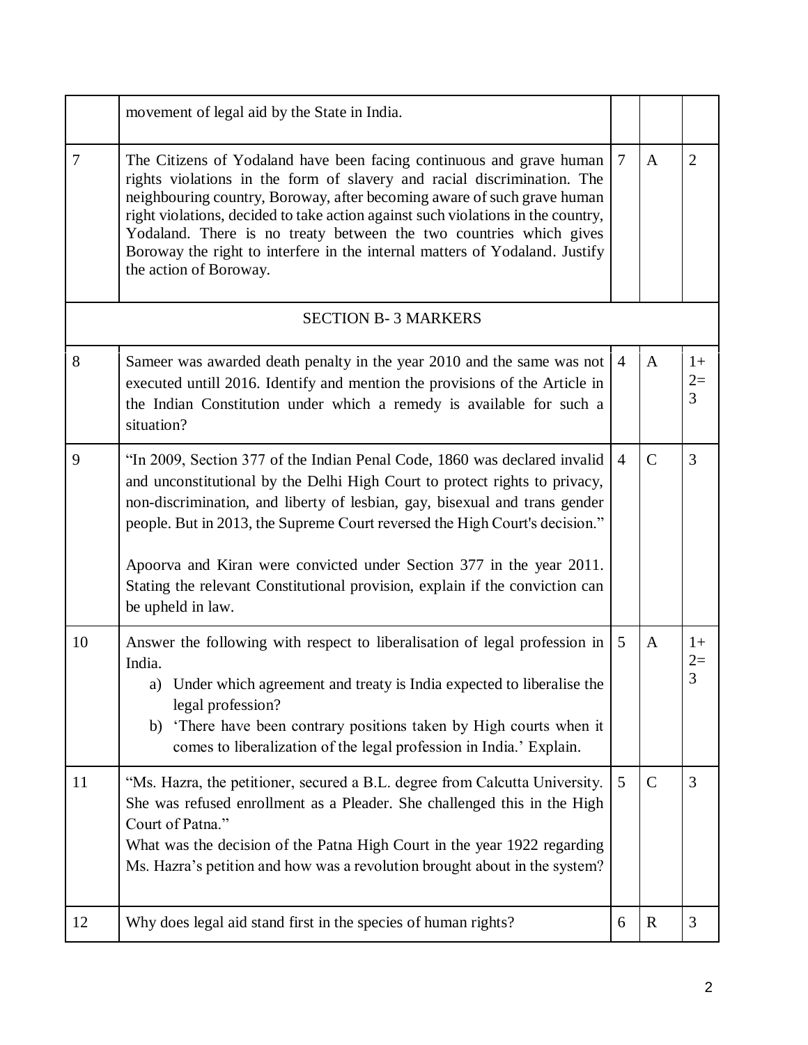|  |  |  |  |  |
| --- | --- | --- | --- | --- |
|  | movement of legal aid by the State in India. |  |  |  |
| 7 | The Citizens of Yodaland have been facing continuous and grave human rights violations in the form of slavery and racial discrimination. The neighbouring country, Boroway, after becoming aware of such grave human right violations, decided to take action against such violations in the country, Yodaland. There is no treaty between the two countries which gives Boroway the right to interfere in the internal matters of Yodaland. Justify the action of Boroway. | 7 | A | 2 |
| SECTION B- 3 MARKERS |  |  |  |  |
| 8 | Sameer was awarded death penalty in the year 2010 and the same was not executed untill 2016. Identify and mention the provisions of the Article in the Indian Constitution under which a remedy is available for such a situation? | 4 | A | 1+2=3 |
| 9 | "In 2009, Section 377 of the Indian Penal Code, 1860 was declared invalid and unconstitutional by the Delhi High Court to protect rights to privacy, non-discrimination, and liberty of lesbian, gay, bisexual and trans gender people. But in 2013, the Supreme Court reversed the High Court's decision."<br><br>Apoorva and Kiran were convicted under Section 377 in the year 2011. Stating the relevant Constitutional provision, explain if the conviction can be upheld in law. | 4 | C | 3 |
| 10 | Answer the following with respect to liberalisation of legal profession in India.<br>a) Under which agreement and treaty is India expected to liberalise the legal profession?<br>b) 'There have been contrary positions taken by High courts when it comes to liberalization of the legal profession in India.' Explain. | 5 | A | 1+2=3 |
| 11 | "Ms. Hazra, the petitioner, secured a B.L. degree from Calcutta University. She was refused enrollment as a Pleader. She challenged this in the High Court of Patna."<br>What was the decision of the Patna High Court in the year 1922 regarding Ms. Hazra's petition and how was a revolution brought about in the system? | 5 | C | 3 |
| 12 | Why does legal aid stand first in the species of human rights? | 6 | R | 3 |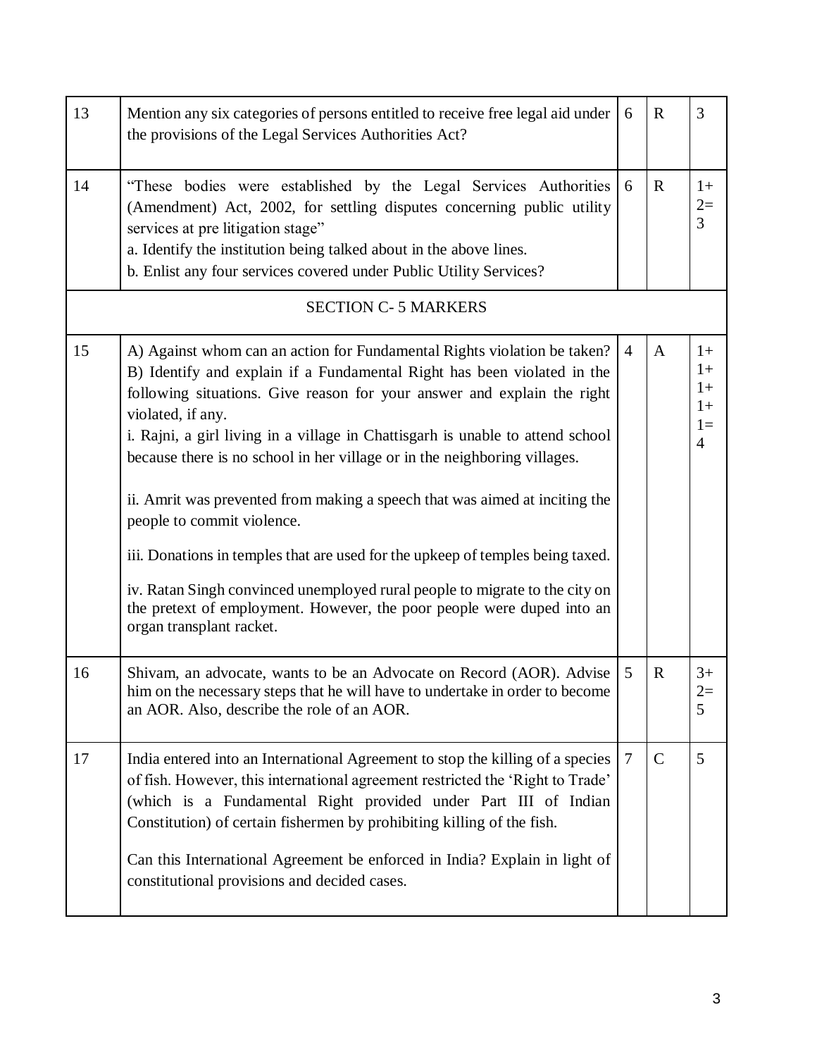| | | | | |
|---|---|---|---|---|
| 13 | Mention any six categories of persons entitled to receive free legal aid under the provisions of the Legal Services Authorities Act? | 6 | R | 3 |
| 14 | "These bodies were established by the Legal Services Authorities (Amendment) Act, 2002, for settling disputes concerning public utility services at pre litigation stage"<br>a. Identify the institution being talked about in the above lines.<br>b. Enlist any four services covered under Public Utility Services? | 6 | R | 1+ 2= 3 |
| | **SECTION C- 5 MARKERS** | | | |
| 15 | A) Against whom can an action for Fundamental Rights violation be taken?<br>B) Identify and explain if a Fundamental Right has been violated in the following situations. Give reason for your answer and explain the right violated, if any.<br>i. Rajni, a girl living in a village in Chattisgarh is unable to attend school because there is no school in her village or in the neighboring villages.<br><br>ii. Amrit was prevented from making a speech that was aimed at inciting the people to commit violence.<br><br>iii. Donations in temples that are used for the upkeep of temples being taxed.<br><br>iv. Ratan Singh convinced unemployed rural people to migrate to the city on the pretext of employment. However, the poor people were duped into an organ transplant racket. | 4 | A | 1+ 1+ 1+ 1+ 1= 4 |
| 16 | Shivam, an advocate, wants to be an Advocate on Record (AOR). Advise him on the necessary steps that he will have to undertake in order to become an AOR. Also, describe the role of an AOR. | 5 | R | 3+ 2= 5 |
| 17 | India entered into an International Agreement to stop the killing of a species of fish. However, this international agreement restricted the 'Right to Trade' (which is a Fundamental Right provided under Part III of Indian Constitution) of certain fishermen by prohibiting killing of the fish.<br><br>Can this International Agreement be enforced in India? Explain in light of constitutional provisions and decided cases. | 7 | C | 5 |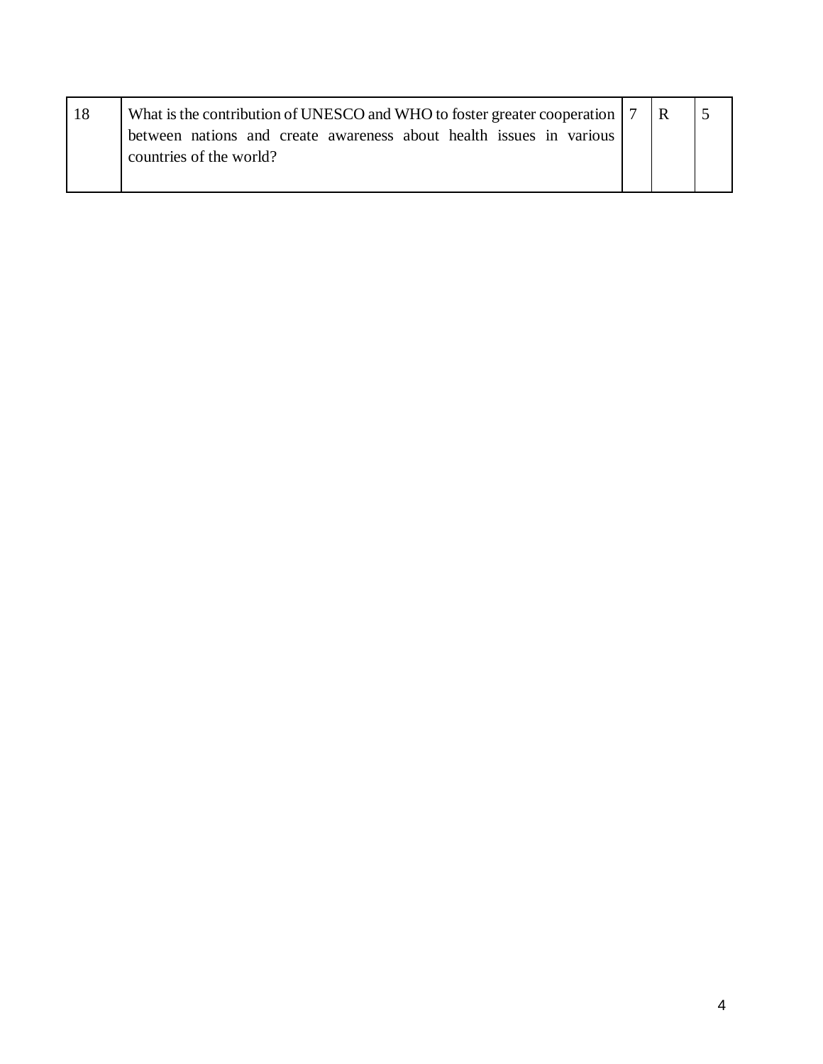| | | | | |
|---|---|---|---|---|
| 18 | What is the contribution of UNESCO and WHO to foster greater cooperation between nations and create awareness about health issues in various countries of the world? | 7 | R | 5 |